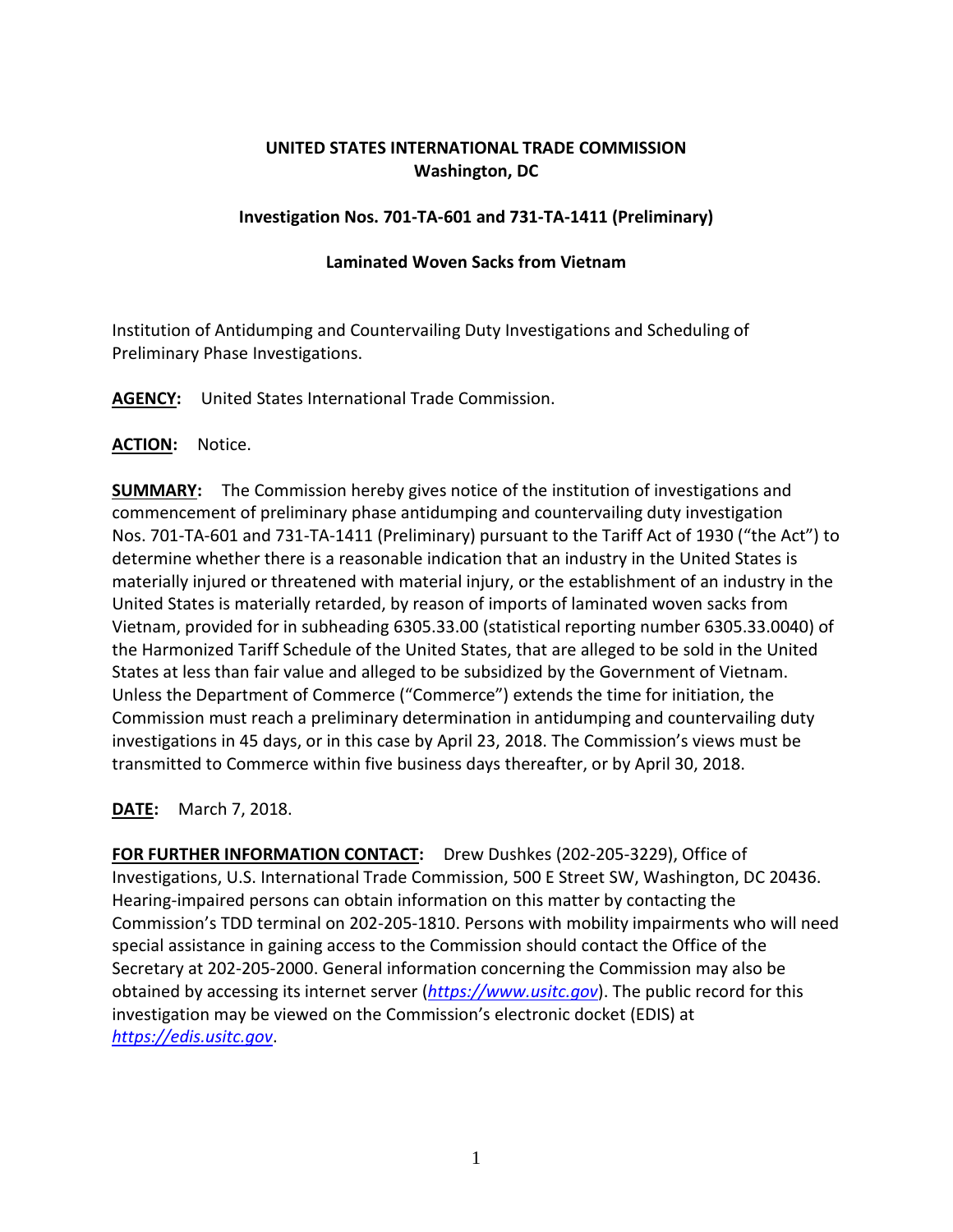**UNITED STATES INTERNATIONAL TRADE COMMISSION**
**Washington, DC**

**Investigation Nos. 701-TA-601 and 731-TA-1411 (Preliminary)**

**Laminated Woven Sacks from Vietnam**

Institution of Antidumping and Countervailing Duty Investigations and Scheduling of Preliminary Phase Investigations.

**AGENCY:** United States International Trade Commission.

**ACTION:** Notice.

**SUMMARY:** The Commission hereby gives notice of the institution of investigations and commencement of preliminary phase antidumping and countervailing duty investigation Nos. 701-TA-601 and 731-TA-1411 (Preliminary) pursuant to the Tariff Act of 1930 ("the Act") to determine whether there is a reasonable indication that an industry in the United States is materially injured or threatened with material injury, or the establishment of an industry in the United States is materially retarded, by reason of imports of laminated woven sacks from Vietnam, provided for in subheading 6305.33.00 (statistical reporting number 6305.33.0040) of the Harmonized Tariff Schedule of the United States, that are alleged to be sold in the United States at less than fair value and alleged to be subsidized by the Government of Vietnam. Unless the Department of Commerce ("Commerce") extends the time for initiation, the Commission must reach a preliminary determination in antidumping and countervailing duty investigations in 45 days, or in this case by April 23, 2018. The Commission's views must be transmitted to Commerce within five business days thereafter, or by April 30, 2018.

**DATE:** March 7, 2018.

**FOR FURTHER INFORMATION CONTACT:** Drew Dushkes (202-205-3229), Office of Investigations, U.S. International Trade Commission, 500 E Street SW, Washington, DC 20436. Hearing-impaired persons can obtain information on this matter by contacting the Commission's TDD terminal on 202-205-1810. Persons with mobility impairments who will need special assistance in gaining access to the Commission should contact the Office of the Secretary at 202-205-2000. General information concerning the Commission may also be obtained by accessing its internet server (*https://www.usitc.gov*). The public record for this investigation may be viewed on the Commission's electronic docket (EDIS) at *https://edis.usitc.gov*.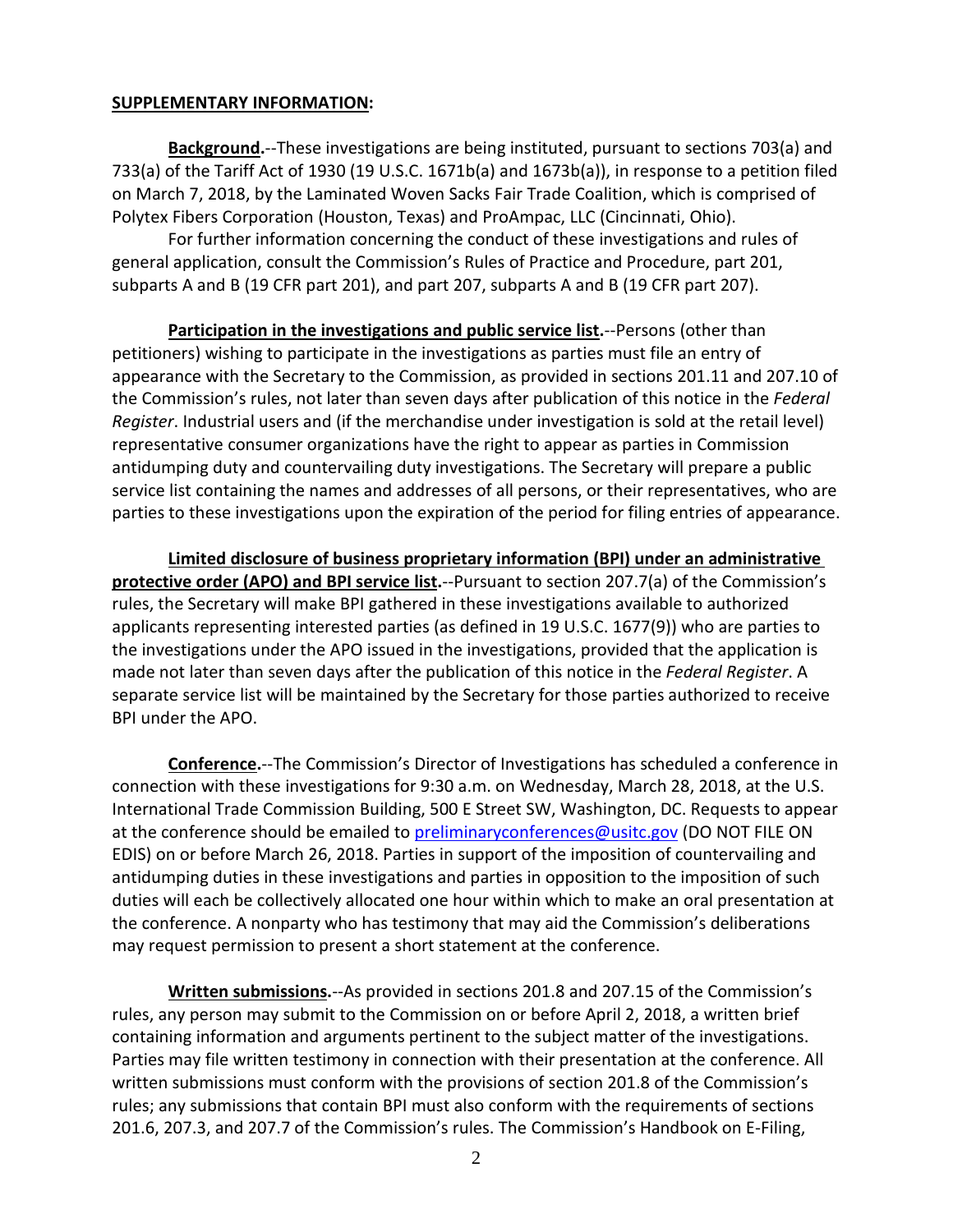**SUPPLEMENTARY INFORMATION:**

**Background.**--These investigations are being instituted, pursuant to sections 703(a) and 733(a) of the Tariff Act of 1930 (19 U.S.C. 1671b(a) and 1673b(a)), in response to a petition filed on March 7, 2018, by the Laminated Woven Sacks Fair Trade Coalition, which is comprised of Polytex Fibers Corporation (Houston, Texas) and ProAmpac, LLC (Cincinnati, Ohio).

For further information concerning the conduct of these investigations and rules of general application, consult the Commission's Rules of Practice and Procedure, part 201, subparts A and B (19 CFR part 201), and part 207, subparts A and B (19 CFR part 207).

**Participation in the investigations and public service list.**--Persons (other than petitioners) wishing to participate in the investigations as parties must file an entry of appearance with the Secretary to the Commission, as provided in sections 201.11 and 207.10 of the Commission's rules, not later than seven days after publication of this notice in the *Federal Register*. Industrial users and (if the merchandise under investigation is sold at the retail level) representative consumer organizations have the right to appear as parties in Commission antidumping duty and countervailing duty investigations. The Secretary will prepare a public service list containing the names and addresses of all persons, or their representatives, who are parties to these investigations upon the expiration of the period for filing entries of appearance.

**Limited disclosure of business proprietary information (BPI) under an administrative protective order (APO) and BPI service list.**--Pursuant to section 207.7(a) of the Commission's rules, the Secretary will make BPI gathered in these investigations available to authorized applicants representing interested parties (as defined in 19 U.S.C. 1677(9)) who are parties to the investigations under the APO issued in the investigations, provided that the application is made not later than seven days after the publication of this notice in the *Federal Register*. A separate service list will be maintained by the Secretary for those parties authorized to receive BPI under the APO.

**Conference.**--The Commission's Director of Investigations has scheduled a conference in connection with these investigations for 9:30 a.m. on Wednesday, March 28, 2018, at the U.S. International Trade Commission Building, 500 E Street SW, Washington, DC. Requests to appear at the conference should be emailed to preliminaryconferences@usitc.gov (DO NOT FILE ON EDIS) on or before March 26, 2018. Parties in support of the imposition of countervailing and antidumping duties in these investigations and parties in opposition to the imposition of such duties will each be collectively allocated one hour within which to make an oral presentation at the conference. A nonparty who has testimony that may aid the Commission's deliberations may request permission to present a short statement at the conference.

**Written submissions.**--As provided in sections 201.8 and 207.15 of the Commission's rules, any person may submit to the Commission on or before April 2, 2018, a written brief containing information and arguments pertinent to the subject matter of the investigations. Parties may file written testimony in connection with their presentation at the conference. All written submissions must conform with the provisions of section 201.8 of the Commission's rules; any submissions that contain BPI must also conform with the requirements of sections 201.6, 207.3, and 207.7 of the Commission's rules. The Commission's Handbook on E-Filing,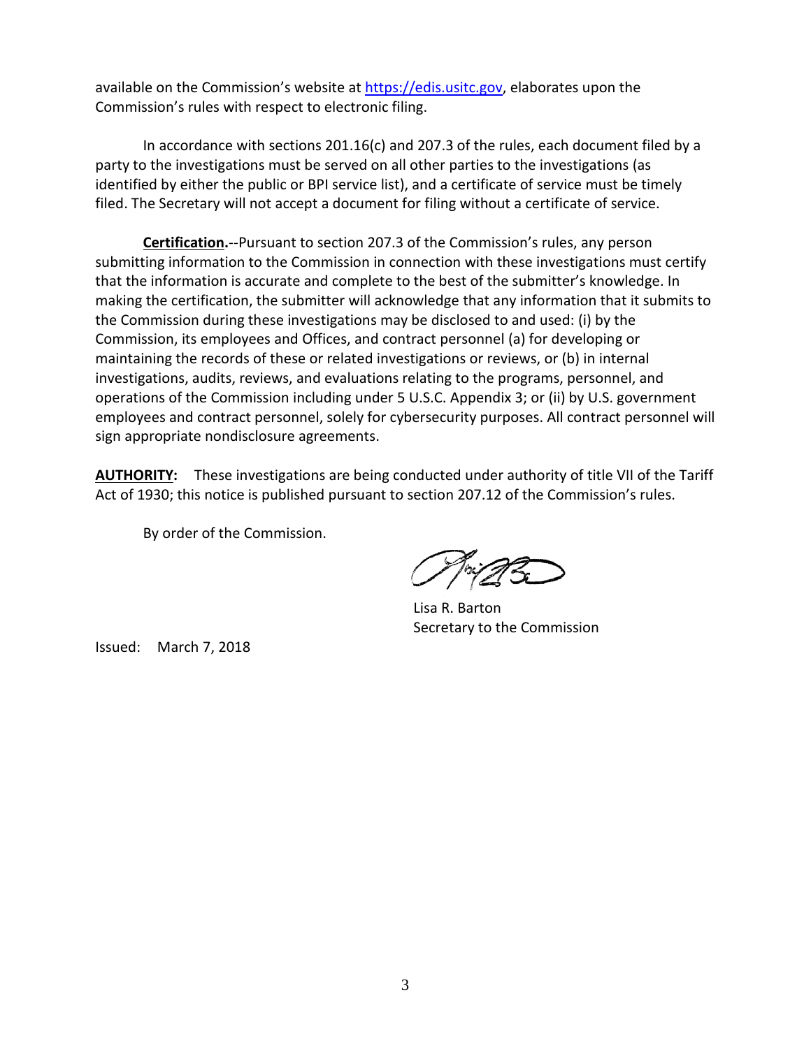available on the Commission's website at https://edis.usitc.gov, elaborates upon the Commission's rules with respect to electronic filing.

In accordance with sections 201.16(c) and 207.3 of the rules, each document filed by a party to the investigations must be served on all other parties to the investigations (as identified by either the public or BPI service list), and a certificate of service must be timely filed. The Secretary will not accept a document for filing without a certificate of service.

**Certification.**--Pursuant to section 207.3 of the Commission's rules, any person submitting information to the Commission in connection with these investigations must certify that the information is accurate and complete to the best of the submitter's knowledge. In making the certification, the submitter will acknowledge that any information that it submits to the Commission during these investigations may be disclosed to and used: (i) by the Commission, its employees and Offices, and contract personnel (a) for developing or maintaining the records of these or related investigations or reviews, or (b) in internal investigations, audits, reviews, and evaluations relating to the programs, personnel, and operations of the Commission including under 5 U.S.C. Appendix 3; or (ii) by U.S. government employees and contract personnel, solely for cybersecurity purposes. All contract personnel will sign appropriate nondisclosure agreements.

**AUTHORITY:** These investigations are being conducted under authority of title VII of the Tariff Act of 1930; this notice is published pursuant to section 207.12 of the Commission's rules.

By order of the Commission.

Lisa R. Barton
Secretary to the Commission

Issued: March 7, 2018